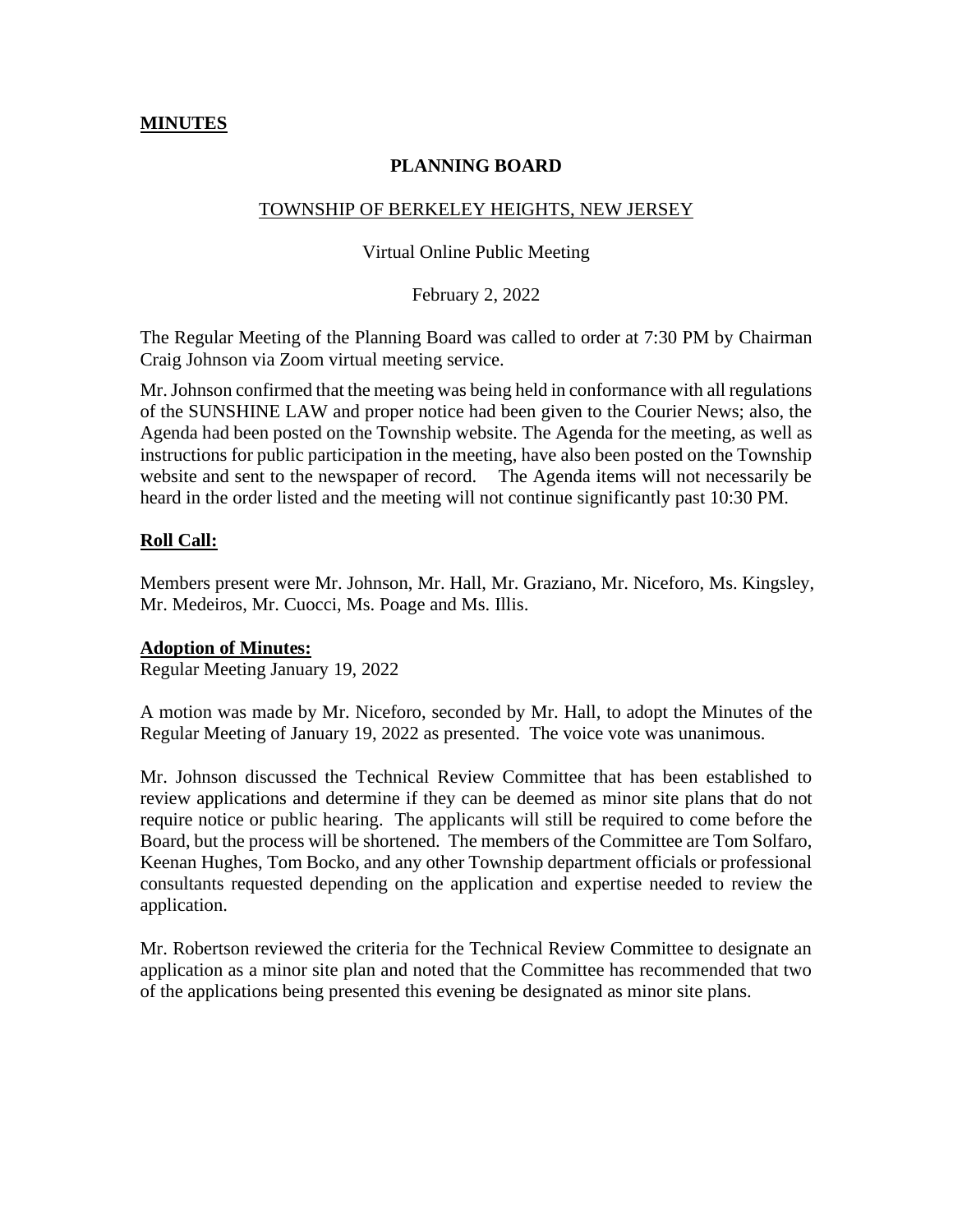**MINUTES**

**PLANNING BOARD**

TOWNSHIP OF BERKELEY HEIGHTS, NEW JERSEY

Virtual Online Public Meeting

February 2, 2022

The Regular Meeting of the Planning Board was called to order at 7:30 PM by Chairman Craig Johnson via Zoom virtual meeting service.

Mr. Johnson confirmed that the meeting was being held in conformance with all regulations of the SUNSHINE LAW and proper notice had been given to the Courier News; also, the Agenda had been posted on the Township website. The Agenda for the meeting, as well as instructions for public participation in the meeting, have also been posted on the Township website and sent to the newspaper of record. The Agenda items will not necessarily be heard in the order listed and the meeting will not continue significantly past 10:30 PM.

**Roll Call:**

Members present were Mr. Johnson, Mr. Hall, Mr. Graziano, Mr. Niceforo, Ms. Kingsley, Mr. Medeiros, Mr. Cuocci, Ms. Poage and Ms. Illis.

**Adoption of Minutes:**

Regular Meeting January 19, 2022

A motion was made by Mr. Niceforo, seconded by Mr. Hall, to adopt the Minutes of the Regular Meeting of January 19, 2022 as presented. The voice vote was unanimous.

Mr. Johnson discussed the Technical Review Committee that has been established to review applications and determine if they can be deemed as minor site plans that do not require notice or public hearing. The applicants will still be required to come before the Board, but the process will be shortened. The members of the Committee are Tom Solfaro, Keenan Hughes, Tom Bocko, and any other Township department officials or professional consultants requested depending on the application and expertise needed to review the application.

Mr. Robertson reviewed the criteria for the Technical Review Committee to designate an application as a minor site plan and noted that the Committee has recommended that two of the applications being presented this evening be designated as minor site plans.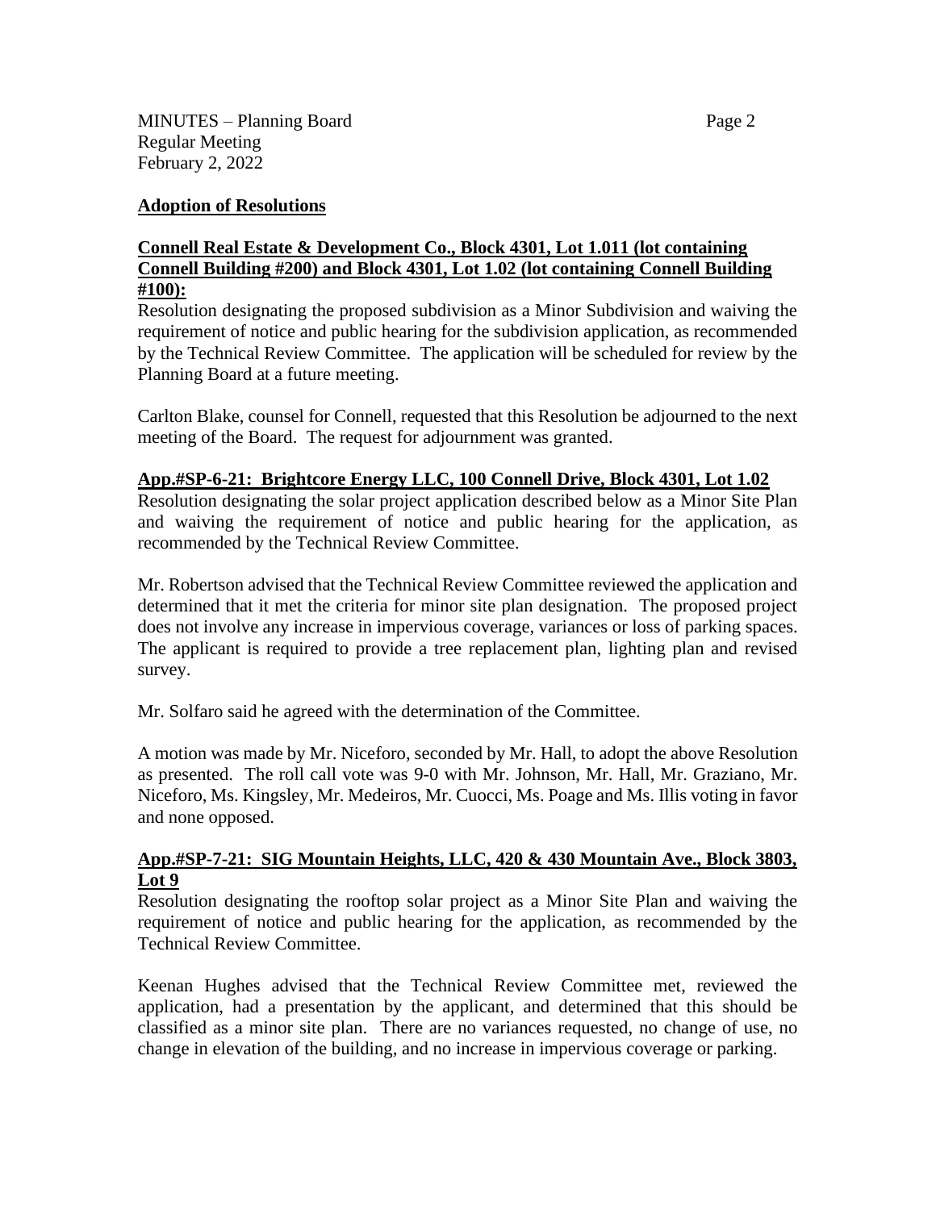**Adoption of Resolutions**

**Connell Real Estate & Development Co., Block 4301, Lot 1.011 (lot containing Connell Building #200) and Block 4301, Lot 1.02 (lot containing Connell Building #100):**

Resolution designating the proposed subdivision as a Minor Subdivision and waiving the requirement of notice and public hearing for the subdivision application, as recommended by the Technical Review Committee. The application will be scheduled for review by the Planning Board at a future meeting.

Carlton Blake, counsel for Connell, requested that this Resolution be adjourned to the next meeting of the Board. The request for adjournment was granted.

**App.#SP-6-21: Brightcore Energy LLC, 100 Connell Drive, Block 4301, Lot 1.02**

Resolution designating the solar project application described below as a Minor Site Plan and waiving the requirement of notice and public hearing for the application, as recommended by the Technical Review Committee.

Mr. Robertson advised that the Technical Review Committee reviewed the application and determined that it met the criteria for minor site plan designation. The proposed project does not involve any increase in impervious coverage, variances or loss of parking spaces. The applicant is required to provide a tree replacement plan, lighting plan and revised survey.

Mr. Solfaro said he agreed with the determination of the Committee.

A motion was made by Mr. Niceforo, seconded by Mr. Hall, to adopt the above Resolution as presented. The roll call vote was 9-0 with Mr. Johnson, Mr. Hall, Mr. Graziano, Mr. Niceforo, Ms. Kingsley, Mr. Medeiros, Mr. Cuocci, Ms. Poage and Ms. Illis voting in favor and none opposed.

**App.#SP-7-21: SIG Mountain Heights, LLC, 420 & 430 Mountain Ave., Block 3803, Lot 9**

Resolution designating the rooftop solar project as a Minor Site Plan and waiving the requirement of notice and public hearing for the application, as recommended by the Technical Review Committee.

Keenan Hughes advised that the Technical Review Committee met, reviewed the application, had a presentation by the applicant, and determined that this should be classified as a minor site plan. There are no variances requested, no change of use, no change in elevation of the building, and no increase in impervious coverage or parking.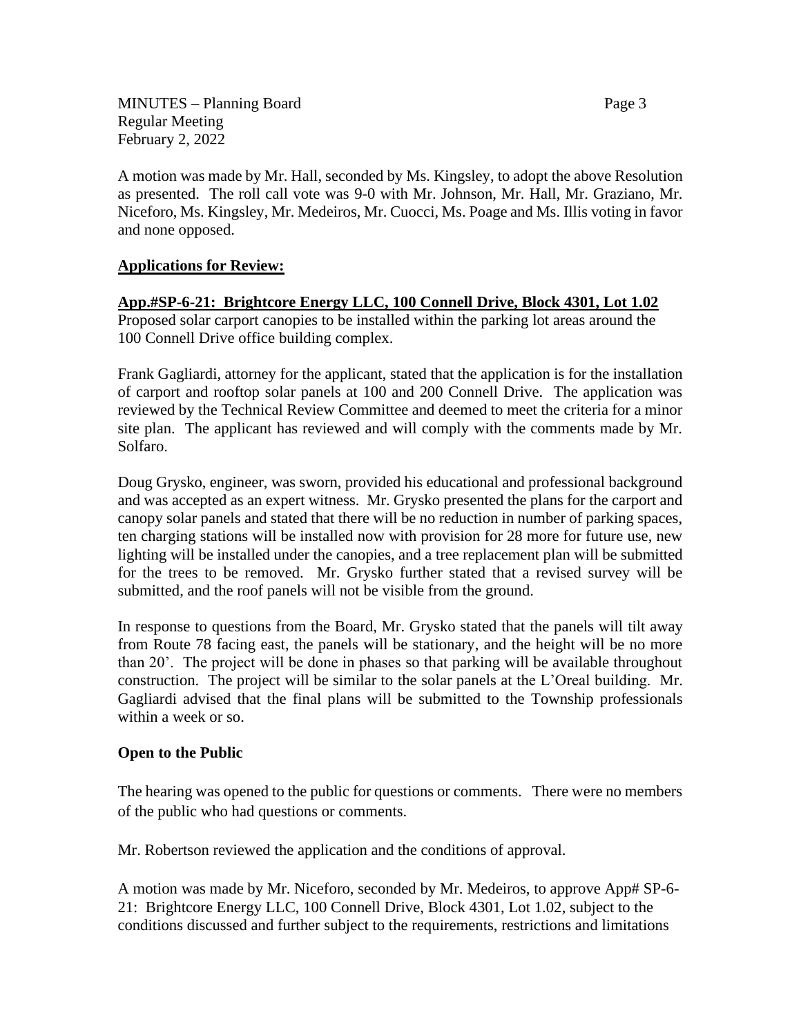A motion was made by Mr. Hall, seconded by Ms. Kingsley, to adopt the above Resolution as presented. The roll call vote was 9-0 with Mr. Johnson, Mr. Hall, Mr. Graziano, Mr. Niceforo, Ms. Kingsley, Mr. Medeiros, Mr. Cuocci, Ms. Poage and Ms. Illis voting in favor and none opposed.

**Applications for Review:**

**App.#SP-6-21: Brightcore Energy LLC, 100 Connell Drive, Block 4301, Lot 1.02**
Proposed solar carport canopies to be installed within the parking lot areas around the 100 Connell Drive office building complex.

Frank Gagliardi, attorney for the applicant, stated that the application is for the installation of carport and rooftop solar panels at 100 and 200 Connell Drive. The application was reviewed by the Technical Review Committee and deemed to meet the criteria for a minor site plan. The applicant has reviewed and will comply with the comments made by Mr. Solfaro.

Doug Grysko, engineer, was sworn, provided his educational and professional background and was accepted as an expert witness. Mr. Grysko presented the plans for the carport and canopy solar panels and stated that there will be no reduction in number of parking spaces, ten charging stations will be installed now with provision for 28 more for future use, new lighting will be installed under the canopies, and a tree replacement plan will be submitted for the trees to be removed. Mr. Grysko further stated that a revised survey will be submitted, and the roof panels will not be visible from the ground.

In response to questions from the Board, Mr. Grysko stated that the panels will tilt away from Route 78 facing east, the panels will be stationary, and the height will be no more than 20'. The project will be done in phases so that parking will be available throughout construction. The project will be similar to the solar panels at the L'Oreal building. Mr. Gagliardi advised that the final plans will be submitted to the Township professionals within a week or so.

**Open to the Public**

The hearing was opened to the public for questions or comments. There were no members of the public who had questions or comments.

Mr. Robertson reviewed the application and the conditions of approval.

A motion was made by Mr. Niceforo, seconded by Mr. Medeiros, to approve App# SP-6-21: Brightcore Energy LLC, 100 Connell Drive, Block 4301, Lot 1.02, subject to the conditions discussed and further subject to the requirements, restrictions and limitations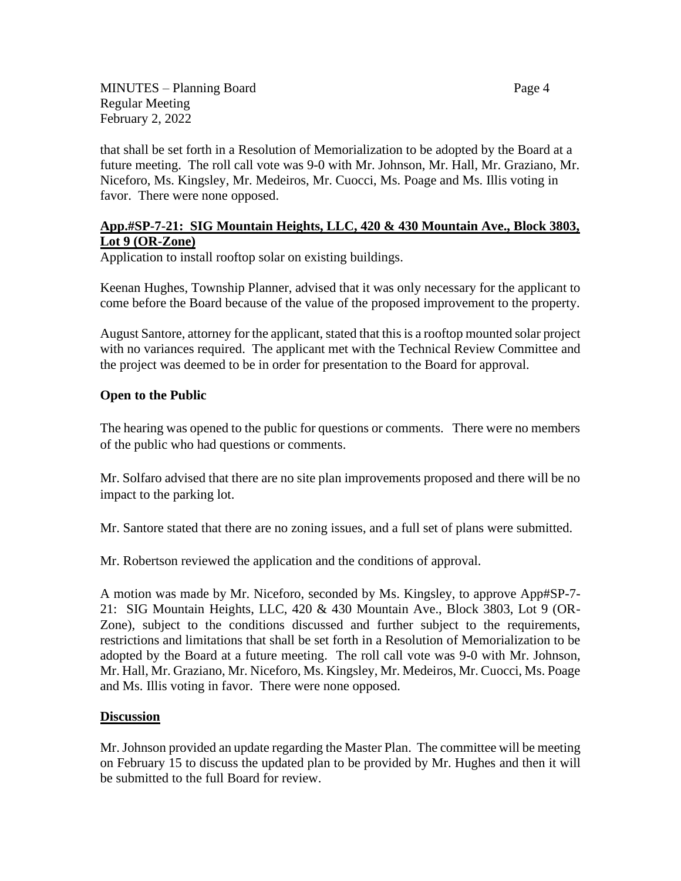that shall be set forth in a Resolution of Memorialization to be adopted by the Board at a future meeting. The roll call vote was 9-0 with Mr. Johnson, Mr. Hall, Mr. Graziano, Mr. Niceforo, Ms. Kingsley, Mr. Medeiros, Mr. Cuocci, Ms. Poage and Ms. Illis voting in favor. There were none opposed.

**App.#SP-7-21: SIG Mountain Heights, LLC, 420 & 430 Mountain Ave., Block 3803, Lot 9 (OR-Zone)**

Application to install rooftop solar on existing buildings.

Keenan Hughes, Township Planner, advised that it was only necessary for the applicant to come before the Board because of the value of the proposed improvement to the property.

August Santore, attorney for the applicant, stated that this is a rooftop mounted solar project with no variances required. The applicant met with the Technical Review Committee and the project was deemed to be in order for presentation to the Board for approval.

**Open to the Public**

The hearing was opened to the public for questions or comments. There were no members of the public who had questions or comments.

Mr. Solfaro advised that there are no site plan improvements proposed and there will be no impact to the parking lot.

Mr. Santore stated that there are no zoning issues, and a full set of plans were submitted.

Mr. Robertson reviewed the application and the conditions of approval.

A motion was made by Mr. Niceforo, seconded by Ms. Kingsley, to approve App#SP-7-21: SIG Mountain Heights, LLC, 420 & 430 Mountain Ave., Block 3803, Lot 9 (OR-Zone), subject to the conditions discussed and further subject to the requirements, restrictions and limitations that shall be set forth in a Resolution of Memorialization to be adopted by the Board at a future meeting. The roll call vote was 9-0 with Mr. Johnson, Mr. Hall, Mr. Graziano, Mr. Niceforo, Ms. Kingsley, Mr. Medeiros, Mr. Cuocci, Ms. Poage and Ms. Illis voting in favor. There were none opposed.

**Discussion**

Mr. Johnson provided an update regarding the Master Plan. The committee will be meeting on February 15 to discuss the updated plan to be provided by Mr. Hughes and then it will be submitted to the full Board for review.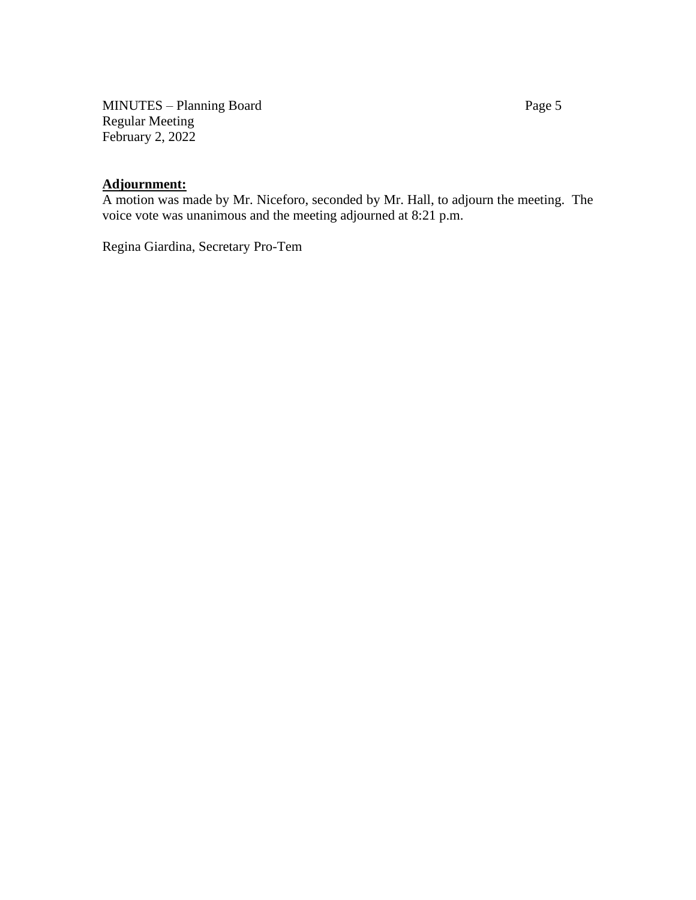**Adjournment:**

A motion was made by Mr. Niceforo, seconded by Mr. Hall, to adjourn the meeting. The voice vote was unanimous and the meeting adjourned at 8:21 p.m.

Regina Giardina, Secretary Pro-Tem